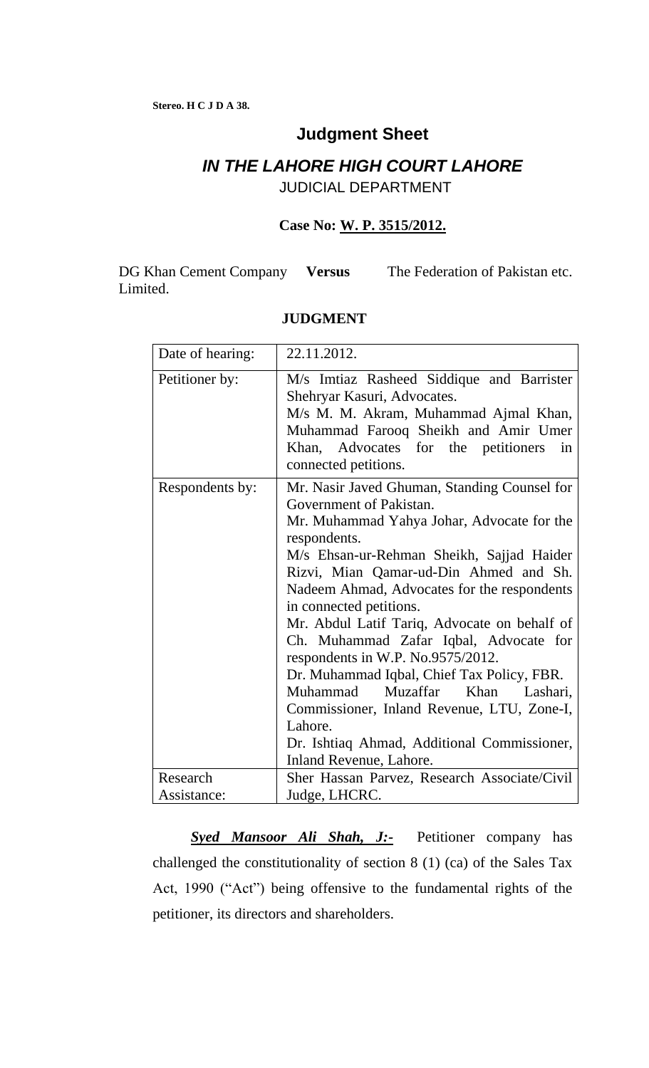**Stereo. H C J D A 38.**

# Judgment Sheet

## *IN THE LAHORE HIGH COURT LAHORE*

JUDICIAL DEPARTMENT

**Case No: W. P. 3515/2012.**

DG Khan Cement Company Limited. **Versus** The Federation of Pakistan etc.

**JUDGMENT**

| | |
|---|---|
| Date of hearing: | 22.11.2012. |
| Petitioner by: | M/s Imtiaz Rasheed Siddique and Barrister Shehryar Kasuri, Advocates.<br>M/s M. M. Akram, Muhammad Ajmal Khan, Muhammad Farooq Sheikh and Amir Umer Khan, Advocates for the petitioners in connected petitions. |
| Respondents by: | Mr. Nasir Javed Ghuman, Standing Counsel for Government of Pakistan.<br>Mr. Muhammad Yahya Johar, Advocate for the respondents.<br>M/s Ehsan-ur-Rehman Sheikh, Sajjad Haider Rizvi, Mian Qamar-ud-Din Ahmed and Sh. Nadeem Ahmad, Advocates for the respondents in connected petitions.<br>Mr. Abdul Latif Tariq, Advocate on behalf of Ch. Muhammad Zafar Iqbal, Advocate for respondents in W.P. No.9575/2012.<br>Dr. Muhammad Iqbal, Chief Tax Policy, FBR.<br>Muhammad Muzaffar Khan Lashari, Commissioner, Inland Revenue, LTU, Zone-I, Lahore.<br>Dr. Ishtiaq Ahmad, Additional Commissioner, Inland Revenue, Lahore. |
| Research Assistance: | Sher Hassan Parvez, Research Associate/Civil Judge, LHCRC. |

***Syed Mansoor Ali Shah, J:-*** Petitioner company has challenged the constitutionality of section 8 (1) (ca) of the Sales Tax Act, 1990 ("Act") being offensive to the fundamental rights of the petitioner, its directors and shareholders.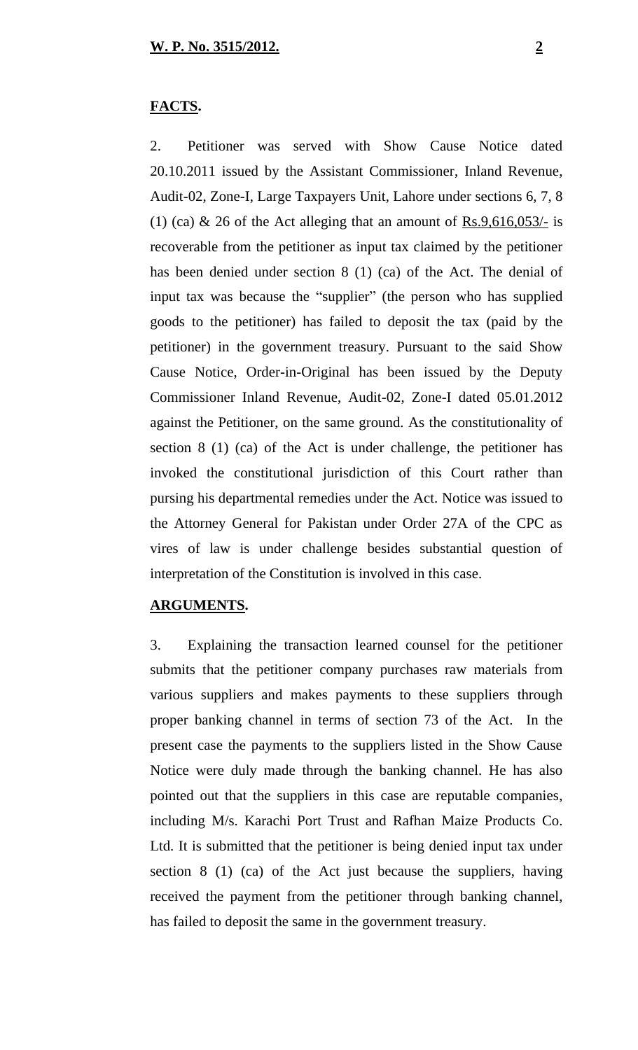**FACTS.**

2. Petitioner was served with Show Cause Notice dated 20.10.2011 issued by the Assistant Commissioner, Inland Revenue, Audit-02, Zone-I, Large Taxpayers Unit, Lahore under sections 6, 7, 8 (1) (ca) & 26 of the Act alleging that an amount of Rs.9,616,053/- is recoverable from the petitioner as input tax claimed by the petitioner has been denied under section 8 (1) (ca) of the Act. The denial of input tax was because the "supplier" (the person who has supplied goods to the petitioner) has failed to deposit the tax (paid by the petitioner) in the government treasury. Pursuant to the said Show Cause Notice, Order-in-Original has been issued by the Deputy Commissioner Inland Revenue, Audit-02, Zone-I dated 05.01.2012 against the Petitioner, on the same ground. As the constitutionality of section 8 (1) (ca) of the Act is under challenge, the petitioner has invoked the constitutional jurisdiction of this Court rather than pursing his departmental remedies under the Act. Notice was issued to the Attorney General for Pakistan under Order 27A of the CPC as vires of law is under challenge besides substantial question of interpretation of the Constitution is involved in this case.

**ARGUMENTS.**

3. Explaining the transaction learned counsel for the petitioner submits that the petitioner company purchases raw materials from various suppliers and makes payments to these suppliers through proper banking channel in terms of section 73 of the Act. In the present case the payments to the suppliers listed in the Show Cause Notice were duly made through the banking channel. He has also pointed out that the suppliers in this case are reputable companies, including M/s. Karachi Port Trust and Rafhan Maize Products Co. Ltd. It is submitted that the petitioner is being denied input tax under section 8 (1) (ca) of the Act just because the suppliers, having received the payment from the petitioner through banking channel, has failed to deposit the same in the government treasury.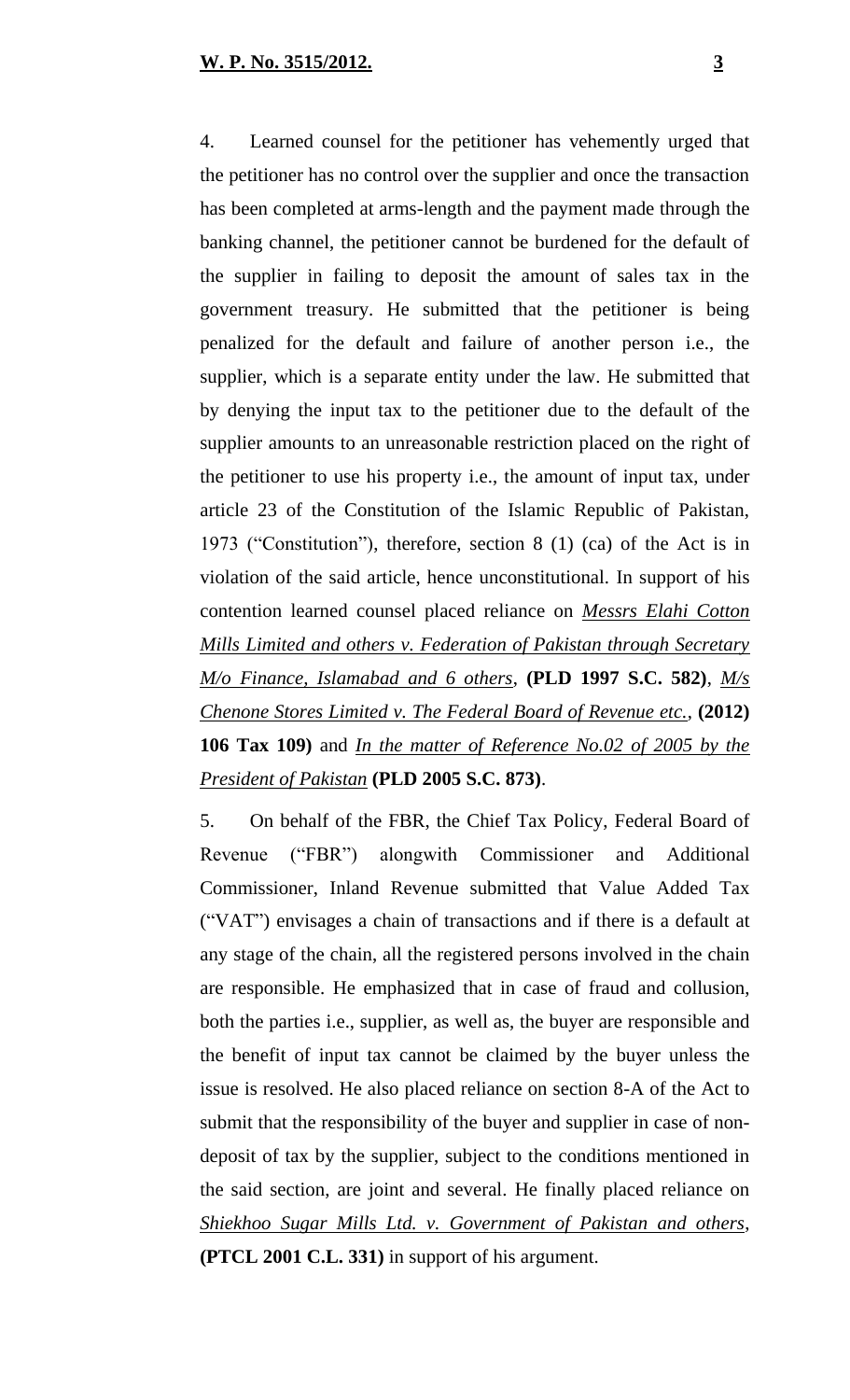4. Learned counsel for the petitioner has vehemently urged that the petitioner has no control over the supplier and once the transaction has been completed at arms-length and the payment made through the banking channel, the petitioner cannot be burdened for the default of the supplier in failing to deposit the amount of sales tax in the government treasury. He submitted that the petitioner is being penalized for the default and failure of another person i.e., the supplier, which is a separate entity under the law. He submitted that by denying the input tax to the petitioner due to the default of the supplier amounts to an unreasonable restriction placed on the right of the petitioner to use his property i.e., the amount of input tax, under article 23 of the Constitution of the Islamic Republic of Pakistan, 1973 ("Constitution"), therefore, section 8 (1) (ca) of the Act is in violation of the said article, hence unconstitutional. In support of his contention learned counsel placed reliance on *Messrs Elahi Cotton Mills Limited and others v. Federation of Pakistan through Secretary M/o Finance, Islamabad and 6 others*, **(PLD 1997 S.C. 582)**, *M/s Chenone Stores Limited v. The Federal Board of Revenue etc.*, **(2012) 106 Tax 109)** and *In the matter of Reference No.02 of 2005 by the President of Pakistan* **(PLD 2005 S.C. 873)**.

5. On behalf of the FBR, the Chief Tax Policy, Federal Board of Revenue ("FBR") alongwith Commissioner and Additional Commissioner, Inland Revenue submitted that Value Added Tax ("VAT") envisages a chain of transactions and if there is a default at any stage of the chain, all the registered persons involved in the chain are responsible. He emphasized that in case of fraud and collusion, both the parties i.e., supplier, as well as, the buyer are responsible and the benefit of input tax cannot be claimed by the buyer unless the issue is resolved. He also placed reliance on section 8-A of the Act to submit that the responsibility of the buyer and supplier in case of non-deposit of tax by the supplier, subject to the conditions mentioned in the said section, are joint and several. He finally placed reliance on *Shiekhoo Sugar Mills Ltd. v. Government of Pakistan and others*, **(PTCL 2001 C.L. 331)** in support of his argument.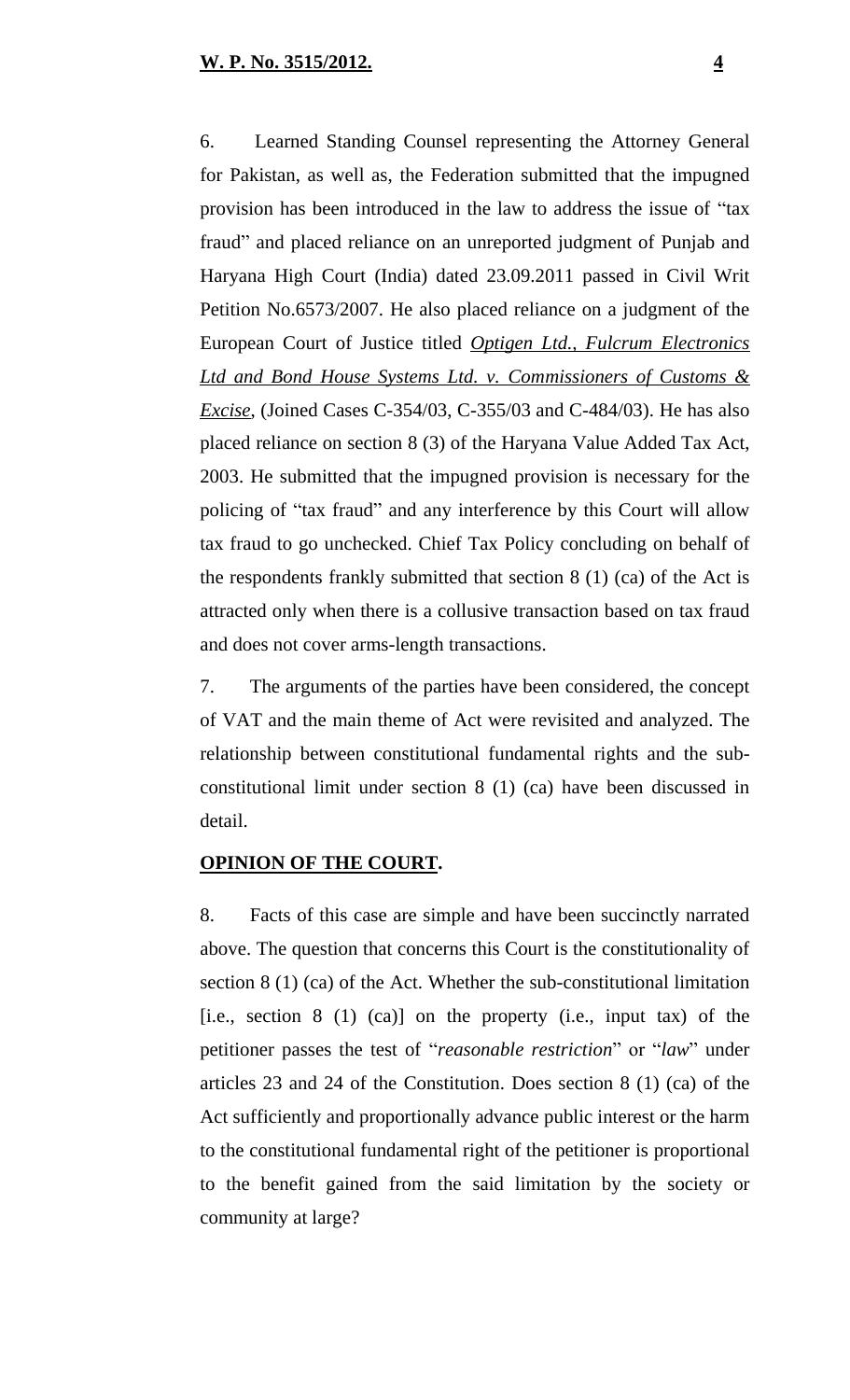6. Learned Standing Counsel representing the Attorney General for Pakistan, as well as, the Federation submitted that the impugned provision has been introduced in the law to address the issue of "tax fraud" and placed reliance on an unreported judgment of Punjab and Haryana High Court (India) dated 23.09.2011 passed in Civil Writ Petition No.6573/2007. He also placed reliance on a judgment of the European Court of Justice titled ***Optigen Ltd., Fulcrum Electronics Ltd and Bond House Systems Ltd. v. Commissioners of Customs & Excise***, (Joined Cases C-354/03, C-355/03 and C-484/03). He has also placed reliance on section 8 (3) of the Haryana Value Added Tax Act, 2003. He submitted that the impugned provision is necessary for the policing of "tax fraud" and any interference by this Court will allow tax fraud to go unchecked. Chief Tax Policy concluding on behalf of the respondents frankly submitted that section 8 (1) (ca) of the Act is attracted only when there is a collusive transaction based on tax fraud and does not cover arms-length transactions.

7. The arguments of the parties have been considered, the concept of VAT and the main theme of Act were revisited and analyzed. The relationship between constitutional fundamental rights and the sub-constitutional limit under section 8 (1) (ca) have been discussed in detail.

## **OPINION OF THE COURT.**

8. Facts of this case are simple and have been succinctly narrated above. The question that concerns this Court is the constitutionality of section 8 (1) (ca) of the Act. Whether the sub-constitutional limitation [i.e., section 8 (1) (ca)] on the property (i.e., input tax) of the petitioner passes the test of "*reasonable restriction*" or "*law*" under articles 23 and 24 of the Constitution. Does section 8 (1) (ca) of the Act sufficiently and proportionally advance public interest or the harm to the constitutional fundamental right of the petitioner is proportional to the benefit gained from the said limitation by the society or community at large?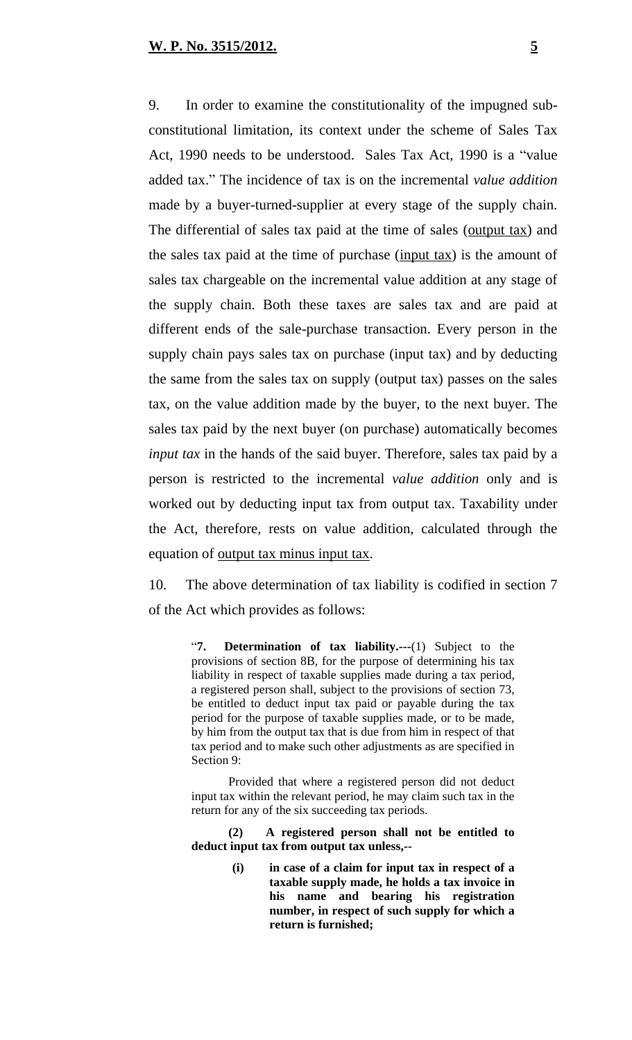9. In order to examine the constitutionality of the impugned sub-constitutional limitation, its context under the scheme of Sales Tax Act, 1990 needs to be understood. Sales Tax Act, 1990 is a "value added tax." The incidence of tax is on the incremental *value addition* made by a buyer-turned-supplier at every stage of the supply chain. The differential of sales tax paid at the time of sales (<u>output tax</u>) and the sales tax paid at the time of purchase (<u>input tax</u>) is the amount of sales tax chargeable on the incremental value addition at any stage of the supply chain. Both these taxes are sales tax and are paid at different ends of the sale-purchase transaction. Every person in the supply chain pays sales tax on purchase (input tax) and by deducting the same from the sales tax on supply (output tax) passes on the sales tax, on the value addition made by the buyer, to the next buyer. The sales tax paid by the next buyer (on purchase) automatically becomes *input tax* in the hands of the said buyer. Therefore, sales tax paid by a person is restricted to the incremental *value addition* only and is worked out by deducting input tax from output tax. Taxability under the Act, therefore, rests on value addition, calculated through the equation of <u>output tax minus input tax</u>.

10. The above determination of tax liability is codified in section 7 of the Act which provides as follows:

> "**7. Determination of tax liability.---**(1) Subject to the provisions of section 8B, for the purpose of determining his tax liability in respect of taxable supplies made during a tax period, a registered person shall, subject to the provisions of section 73, be entitled to deduct input tax paid or payable during the tax period for the purpose of taxable supplies made, or to be made, by him from the output tax that is due from him in respect of that tax period and to make such other adjustments as are specified in Section 9:
>
> Provided that where a registered person did not deduct input tax within the relevant period, he may claim such tax in the return for any of the six succeeding tax periods.
>
> **(2) A registered person shall not be entitled to deduct input tax from output tax unless,--**
>
> **(i) in case of a claim for input tax in respect of a taxable supply made, he holds a tax invoice in his name and bearing his registration number, in respect of such supply for which a return is furnished;**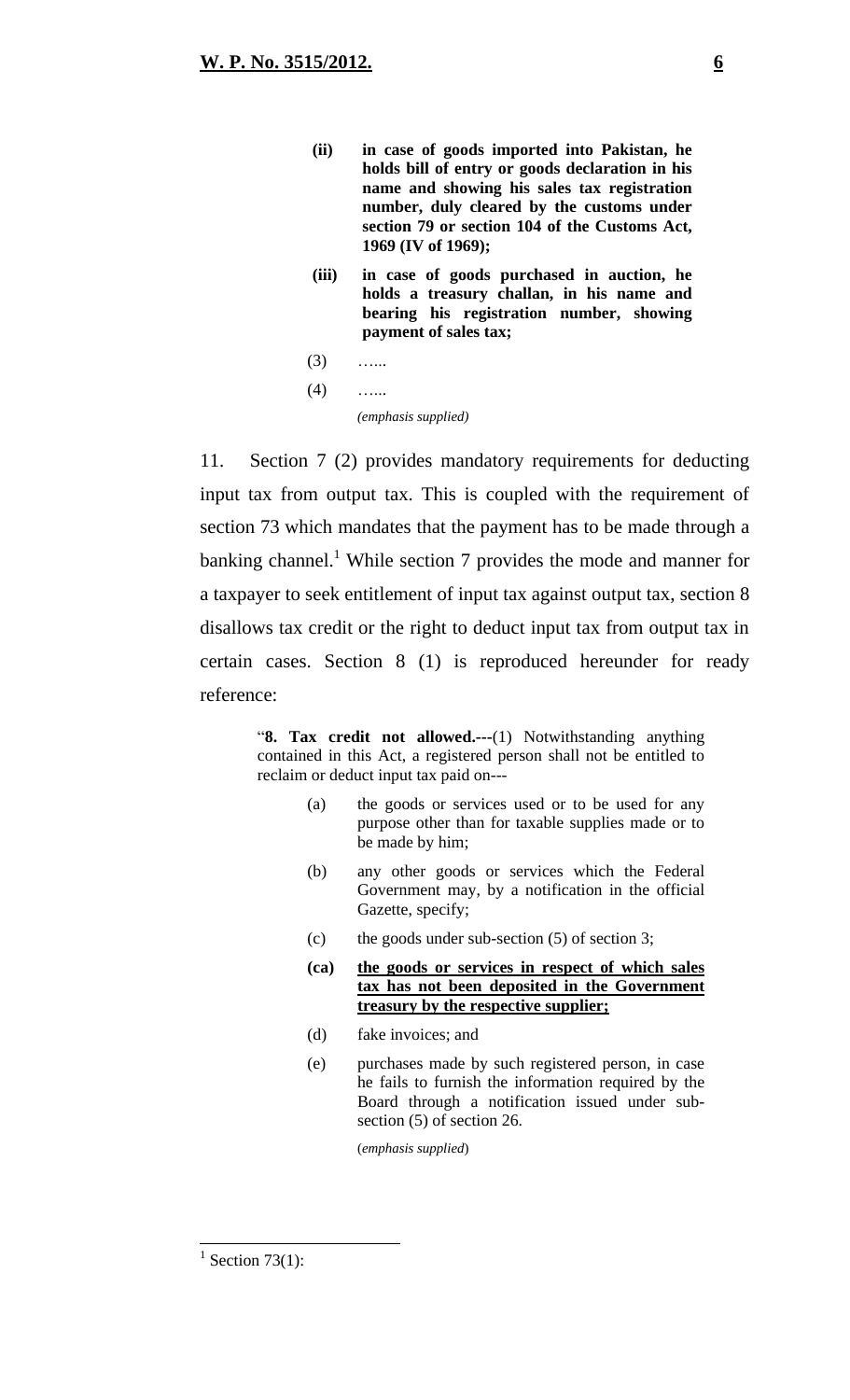> **(ii) in case of goods imported into Pakistan, he holds bill of entry or goods declaration in his name and showing his sales tax registration number, duly cleared by the customs under section 79 or section 104 of the Customs Act, 1969 (IV of 1969);**
>
> **(iii) in case of goods purchased in auction, he holds a treasury challan, in his name and bearing his registration number, showing payment of sales tax;**
>
> (3) …...
>
> (4) …...
>
> *(emphasis supplied)*

11. Section 7 (2) provides mandatory requirements for deducting input tax from output tax. This is coupled with the requirement of section 73 which mandates that the payment has to be made through a banking channel.[1] While section 7 provides the mode and manner for a taxpayer to seek entitlement of input tax against output tax, section 8 disallows tax credit or the right to deduct input tax from output tax in certain cases. Section 8 (1) is reproduced hereunder for ready reference:

> "**8. Tax credit not allowed.---**(1) Notwithstanding anything contained in this Act, a registered person shall not be entitled to reclaim or deduct input tax paid on---
>
> (a) the goods or services used or to be used for any purpose other than for taxable supplies made or to be made by him;
>
> (b) any other goods or services which the Federal Government may, by a notification in the official Gazette, specify;
>
> (c) the goods under sub-section (5) of section 3;
>
> **(ca) <u>the goods or services in respect of which sales tax has not been deposited in the Government treasury by the respective supplier;</u>**
>
> (d) fake invoices; and
>
> (e) purchases made by such registered person, in case he fails to furnish the information required by the Board through a notification issued under sub-section (5) of section 26.
>
> (*emphasis supplied*)

---

[1] Section 73(1):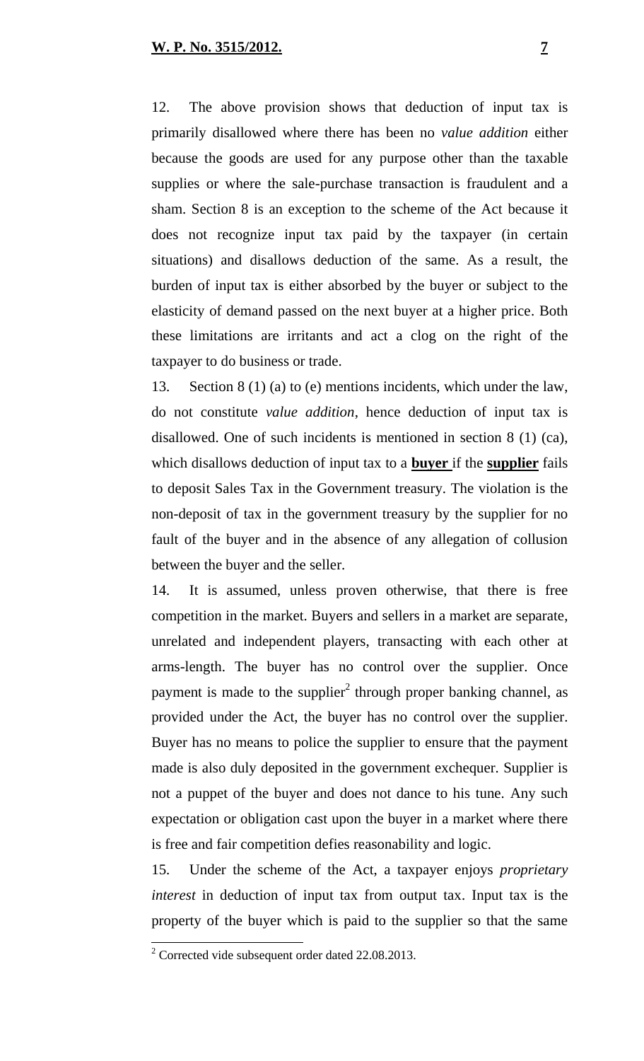12. The above provision shows that deduction of input tax is primarily disallowed where there has been no *value addition* either because the goods are used for any purpose other than the taxable supplies or where the sale-purchase transaction is fraudulent and a sham. Section 8 is an exception to the scheme of the Act because it does not recognize input tax paid by the taxpayer (in certain situations) and disallows deduction of the same. As a result, the burden of input tax is either absorbed by the buyer or subject to the elasticity of demand passed on the next buyer at a higher price. Both these limitations are irritants and act a clog on the right of the taxpayer to do business or trade.

13. Section 8 (1) (a) to (e) mentions incidents, which under the law, do not constitute *value addition*, hence deduction of input tax is disallowed. One of such incidents is mentioned in section 8 (1) (ca), which disallows deduction of input tax to a **buyer** if the **supplier** fails to deposit Sales Tax in the Government treasury. The violation is the non-deposit of tax in the government treasury by the supplier for no fault of the buyer and in the absence of any allegation of collusion between the buyer and the seller.

14. It is assumed, unless proven otherwise, that there is free competition in the market. Buyers and sellers in a market are separate, unrelated and independent players, transacting with each other at arms-length. The buyer has no control over the supplier. Once payment is made to the supplier[2] through proper banking channel, as provided under the Act, the buyer has no control over the supplier. Buyer has no means to police the supplier to ensure that the payment made is also duly deposited in the government exchequer. Supplier is not a puppet of the buyer and does not dance to his tune. Any such expectation or obligation cast upon the buyer in a market where there is free and fair competition defies reasonability and logic.

15. Under the scheme of the Act, a taxpayer enjoys *proprietary interest* in deduction of input tax from output tax. Input tax is the property of the buyer which is paid to the supplier so that the same

[2] Corrected vide subsequent order dated 22.08.2013.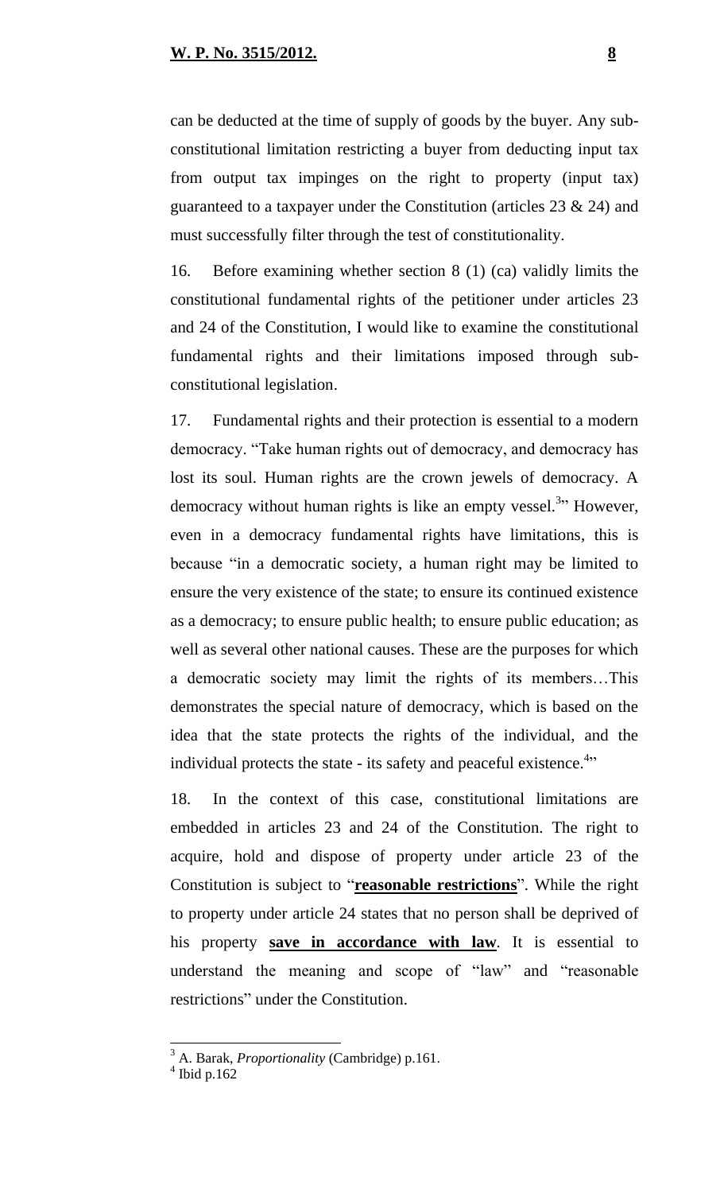can be deducted at the time of supply of goods by the buyer. Any sub-constitutional limitation restricting a buyer from deducting input tax from output tax impinges on the right to property (input tax) guaranteed to a taxpayer under the Constitution (articles 23 & 24) and must successfully filter through the test of constitutionality.

16. Before examining whether section 8 (1) (ca) validly limits the constitutional fundamental rights of the petitioner under articles 23 and 24 of the Constitution, I would like to examine the constitutional fundamental rights and their limitations imposed through sub-constitutional legislation.

17. Fundamental rights and their protection is essential to a modern democracy. "Take human rights out of democracy, and democracy has lost its soul. Human rights are the crown jewels of democracy. A democracy without human rights is like an empty vessel.[3]" However, even in a democracy fundamental rights have limitations, this is because "in a democratic society, a human right may be limited to ensure the very existence of the state; to ensure its continued existence as a democracy; to ensure public health; to ensure public education; as well as several other national causes. These are the purposes for which a democratic society may limit the rights of its members…This demonstrates the special nature of democracy, which is based on the idea that the state protects the rights of the individual, and the individual protects the state - its safety and peaceful existence.[4]"

18. In the context of this case, constitutional limitations are embedded in articles 23 and 24 of the Constitution. The right to acquire, hold and dispose of property under article 23 of the Constitution is subject to "**reasonable restrictions**". While the right to property under article 24 states that no person shall be deprived of his property **save in accordance with law**. It is essential to understand the meaning and scope of "law" and "reasonable restrictions" under the Constitution.

---

[3] A. Barak, *Proportionality* (Cambridge) p.161.

[4] Ibid p.162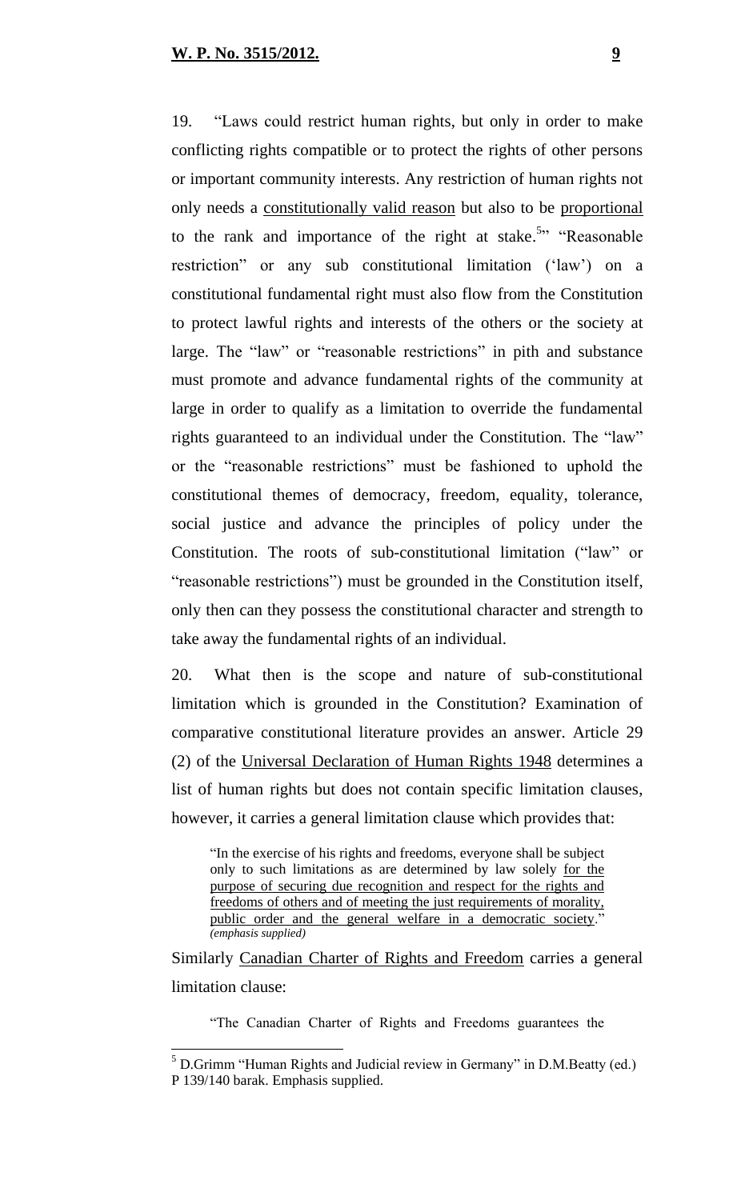19. "Laws could restrict human rights, but only in order to make conflicting rights compatible or to protect the rights of other persons or important community interests. Any restriction of human rights not only needs a constitutionally valid reason but also to be proportional to the rank and importance of the right at stake.[5]" "Reasonable restriction" or any sub constitutional limitation ('law') on a constitutional fundamental right must also flow from the Constitution to protect lawful rights and interests of the others or the society at large. The "law" or "reasonable restrictions" in pith and substance must promote and advance fundamental rights of the community at large in order to qualify as a limitation to override the fundamental rights guaranteed to an individual under the Constitution. The "law" or the "reasonable restrictions" must be fashioned to uphold the constitutional themes of democracy, freedom, equality, tolerance, social justice and advance the principles of policy under the Constitution. The roots of sub-constitutional limitation ("law" or "reasonable restrictions") must be grounded in the Constitution itself, only then can they possess the constitutional character and strength to take away the fundamental rights of an individual.

20. What then is the scope and nature of sub-constitutional limitation which is grounded in the Constitution? Examination of comparative constitutional literature provides an answer. Article 29 (2) of the Universal Declaration of Human Rights 1948 determines a list of human rights but does not contain specific limitation clauses, however, it carries a general limitation clause which provides that:

> "In the exercise of his rights and freedoms, everyone shall be subject only to such limitations as are determined by law solely for the purpose of securing due recognition and respect for the rights and freedoms of others and of meeting the just requirements of morality, public order and the general welfare in a democratic society." *(emphasis supplied)*

Similarly Canadian Charter of Rights and Freedom carries a general limitation clause:

> "The Canadian Charter of Rights and Freedoms guarantees the

---

[5] D.Grimm "Human Rights and Judicial review in Germany" in D.M.Beatty (ed.) P 139/140 barak. Emphasis supplied.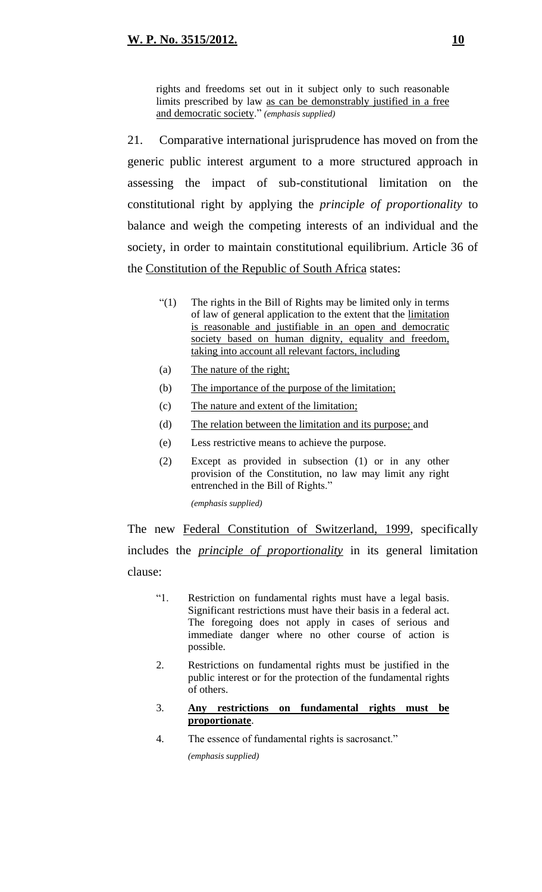> rights and freedoms set out in it subject only to such reasonable limits prescribed by law <u>as can be demonstrably justified in a free and democratic society</u>." *(emphasis supplied)*

21. Comparative international jurisprudence has moved on from the generic public interest argument to a more structured approach in assessing the impact of sub-constitutional limitation on the constitutional right by applying the *principle of proportionality* to balance and weigh the competing interests of an individual and the society, in order to maintain constitutional equilibrium. Article 36 of the <u>Constitution of the Republic of South Africa</u> states:

> "(1) The rights in the Bill of Rights may be limited only in terms of law of general application to the extent that the <u>limitation is reasonable and justifiable in an open and democratic society based on human dignity, equality and freedom, taking into account all relevant factors, including</u>
>
> (a) <u>The nature of the right;</u>
>
> (b) <u>The importance of the purpose of the limitation;</u>
>
> (c) <u>The nature and extent of the limitation;</u>
>
> (d) <u>The relation between the limitation and its purpose;</u> and
>
> (e) Less restrictive means to achieve the purpose.
>
> (2) Except as provided in subsection (1) or in any other provision of the Constitution, no law may limit any right entrenched in the Bill of Rights."
>
> *(emphasis supplied)*

The new <u>Federal Constitution of Switzerland, 1999</u>, specifically includes the ***<u>principle of proportionality</u>*** in its general limitation clause:

> "1. Restriction on fundamental rights must have a legal basis. Significant restrictions must have their basis in a federal act. The foregoing does not apply in cases of serious and immediate danger where no other course of action is possible.
>
> 2. Restrictions on fundamental rights must be justified in the public interest or for the protection of the fundamental rights of others.
>
> 3. **<u>Any restrictions on fundamental rights must be proportionate</u>**.
>
> 4. The essence of fundamental rights is sacrosanct."
>
> *(emphasis supplied)*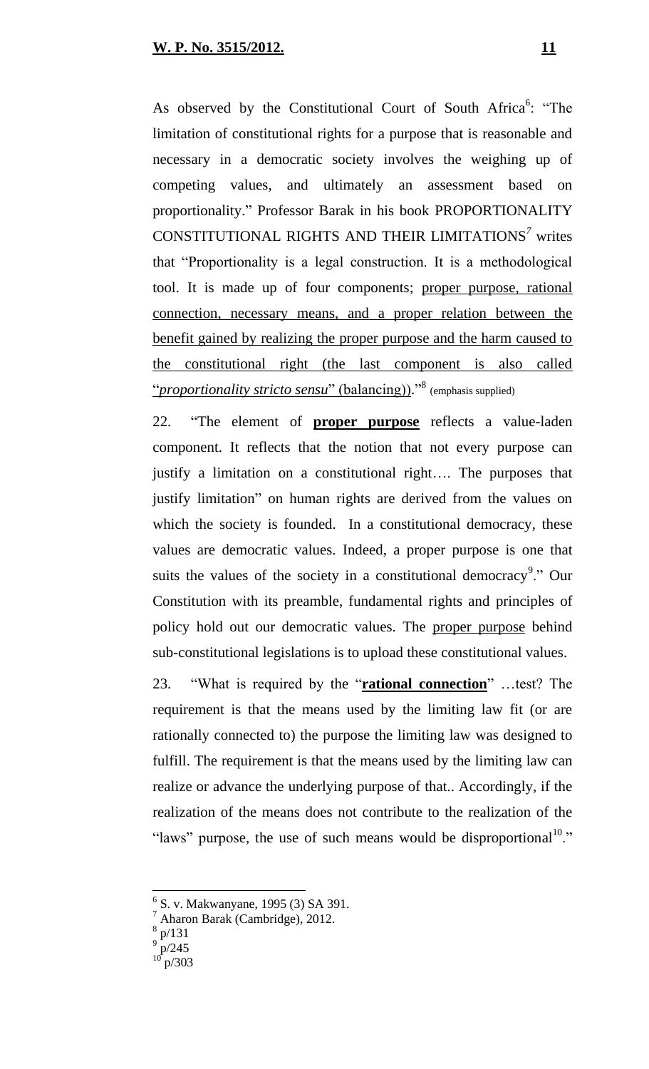As observed by the Constitutional Court of South Africa[6]: "The limitation of constitutional rights for a purpose that is reasonable and necessary in a democratic society involves the weighing up of competing values, and ultimately an assessment based on proportionality." Professor Barak in his book PROPORTIONALITY CONSTITUTIONAL RIGHTS AND THEIR LIMITATIONS[7] writes that "Proportionality is a legal construction. It is a methodological tool. It is made up of four components; proper purpose, rational connection, necessary means, and a proper relation between the benefit gained by realizing the proper purpose and the harm caused to the constitutional right (the last component is also called "*proportionality stricto sensu*" (balancing))."[8] (emphasis supplied)

22. "The element of **proper purpose** reflects a value-laden component. It reflects that the notion that not every purpose can justify a limitation on a constitutional right…. The purposes that justify limitation" on human rights are derived from the values on which the society is founded. In a constitutional democracy, these values are democratic values. Indeed, a proper purpose is one that suits the values of the society in a constitutional democracy[9]." Our Constitution with its preamble, fundamental rights and principles of policy hold out our democratic values. The proper purpose behind sub-constitutional legislations is to upload these constitutional values.

23. "What is required by the "**rational connection**" …test? The requirement is that the means used by the limiting law fit (or are rationally connected to) the purpose the limiting law was designed to fulfill. The requirement is that the means used by the limiting law can realize or advance the underlying purpose of that.. Accordingly, if the realization of the means does not contribute to the realization of the "laws" purpose, the use of such means would be disproportional[10]."

---

[6] S. v. Makwanyane, 1995 (3) SA 391.
[7] Aharon Barak (Cambridge), 2012.
[8] p/131
[9] p/245
[10] p/303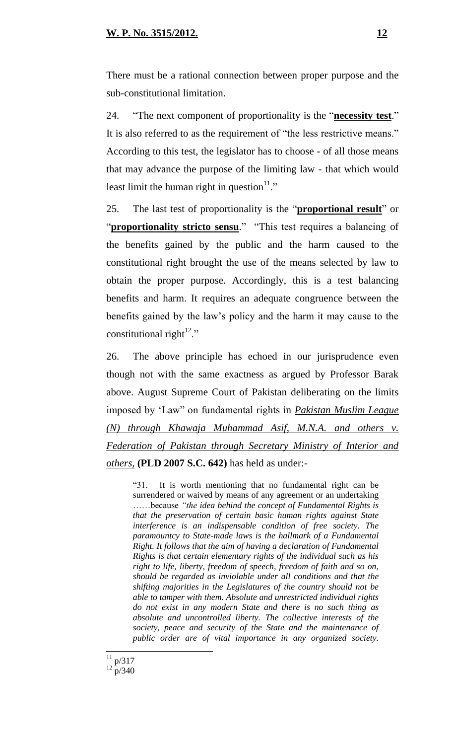There must be a rational connection between proper purpose and the sub-constitutional limitation.

24. "The next component of proportionality is the "**necessity test**." It is also referred to as the requirement of "the less restrictive means." According to this test, the legislator has to choose - of all those means that may advance the purpose of the limiting law - that which would least limit the human right in question[11]."

25. The last test of proportionality is the "**proportional result**" or "**proportionality stricto sensu**." "This test requires a balancing of the benefits gained by the public and the harm caused to the constitutional right brought the use of the means selected by law to obtain the proper purpose. Accordingly, this is a test balancing benefits and harm. It requires an adequate congruence between the benefits gained by the law's policy and the harm it may cause to the constitutional right[12]."

26. The above principle has echoed in our jurisprudence even though not with the same exactness as argued by Professor Barak above. August Supreme Court of Pakistan deliberating on the limits imposed by 'Law" on fundamental rights in *Pakistan Muslim League (N) through Khawaja Muhammad Asif, M.N.A. and others v. Federation of Pakistan through Secretary Ministry of Interior and others,* **(PLD 2007 S.C. 642)** has held as under:-

> "31. It is worth mentioning that no fundamental right can be surrendered or waived by means of any agreement or an undertaking ……because *"the idea behind the concept of Fundamental Rights is that the preservation of certain basic human rights against State interference is an indispensable condition of free society. The paramountcy to State-made laws is the hallmark of a Fundamental Right. It follows that the aim of having a declaration of Fundamental Rights is that certain elementary rights of the individual such as his right to life, liberty, freedom of speech, freedom of faith and so on, should be regarded as inviolable under all conditions and that the shifting majorities in the Legislatures of the country should not be able to tamper with them. Absolute and unrestricted individual rights do not exist in any modern State and there is no such thing as absolute and uncontrolled liberty. The collective interests of the society, peace and security of the State and the maintenance of public order are of vital importance in any organized society.*

[11] p/317

[12] p/340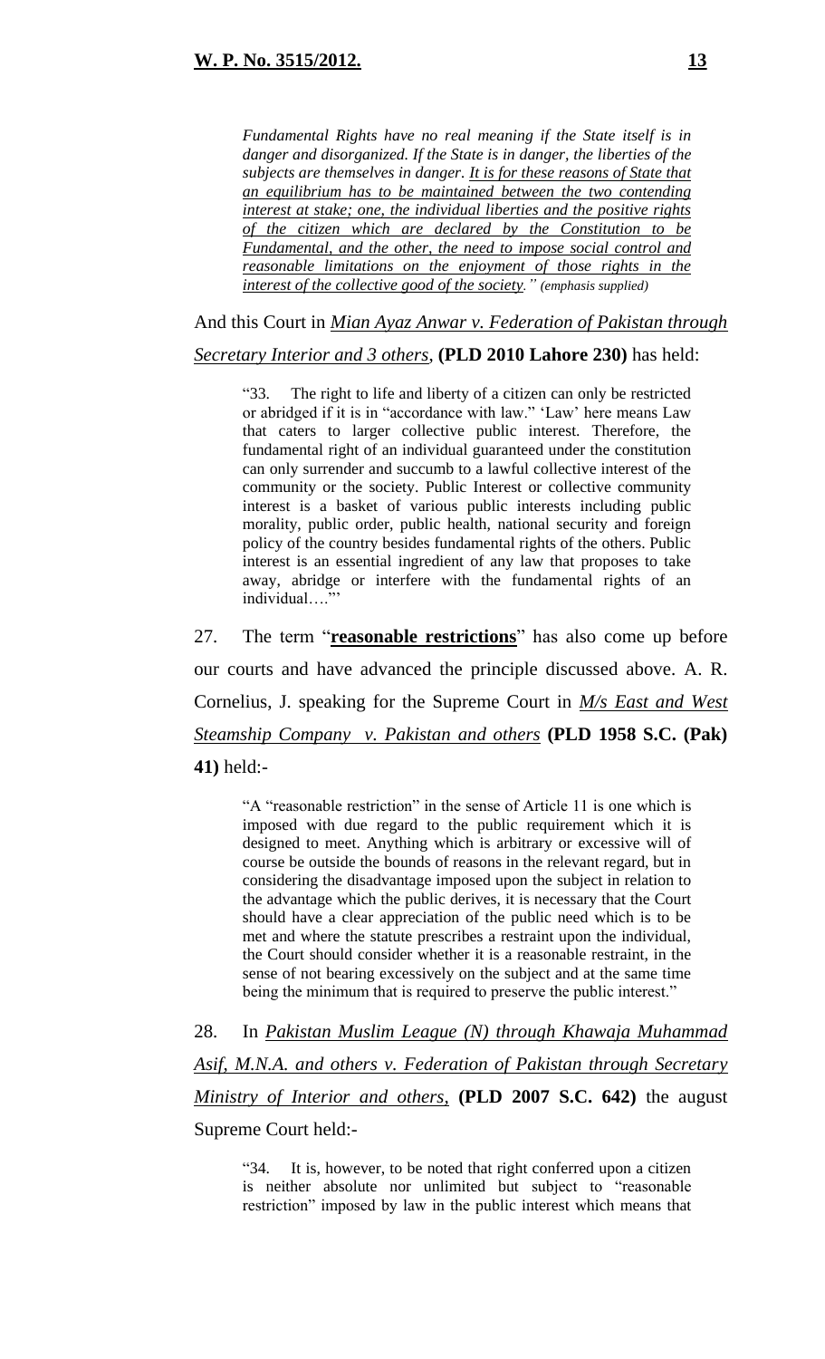> *Fundamental Rights have no real meaning if the State itself is in danger and disorganized. If the State is in danger, the liberties of the subjects are themselves in danger. <u>It is for these reasons of State that an equilibrium has to be maintained between the two contending interest at stake; one, the individual liberties and the positive rights of the citizen which are declared by the Constitution to be Fundamental, and the other, the need to impose social control and reasonable limitations on the enjoyment of those rights in the interest of the collective good of the society</u>." (emphasis supplied)*

And this Court in *<u>Mian Ayaz Anwar v. Federation of Pakistan through Secretary Interior and 3 others</u>,* **(PLD 2010 Lahore 230)** has held:

> "33. The right to life and liberty of a citizen can only be restricted or abridged if it is in "accordance with law." 'Law' here means Law that caters to larger collective public interest. Therefore, the fundamental right of an individual guaranteed under the constitution can only surrender and succumb to a lawful collective interest of the community or the society. Public Interest or collective community interest is a basket of various public interests including public morality, public order, public health, national security and foreign policy of the country besides fundamental rights of the others. Public interest is an essential ingredient of any law that proposes to take away, abridge or interfere with the fundamental rights of an individual…."'

27. The term "**<u>reasonable restrictions</u>**" has also come up before our courts and have advanced the principle discussed above. A. R. Cornelius, J. speaking for the Supreme Court in *<u>M/s East and West Steamship Company v. Pakistan and others</u>* **(PLD 1958 S.C. (Pak) 41)** held:-

> "A "reasonable restriction" in the sense of Article 11 is one which is imposed with due regard to the public requirement which it is designed to meet. Anything which is arbitrary or excessive will of course be outside the bounds of reasons in the relevant regard, but in considering the disadvantage imposed upon the subject in relation to the advantage which the public derives, it is necessary that the Court should have a clear appreciation of the public need which is to be met and where the statute prescribes a restraint upon the individual, the Court should consider whether it is a reasonable restraint, in the sense of not bearing excessively on the subject and at the same time being the minimum that is required to preserve the public interest."

28. In *<u>Pakistan Muslim League (N) through Khawaja Muhammad Asif, M.N.A. and others v. Federation of Pakistan through Secretary Ministry of Interior and others</u>,* **(PLD 2007 S.C. 642)** the august Supreme Court held:-

> "34. It is, however, to be noted that right conferred upon a citizen is neither absolute nor unlimited but subject to "reasonable restriction" imposed by law in the public interest which means that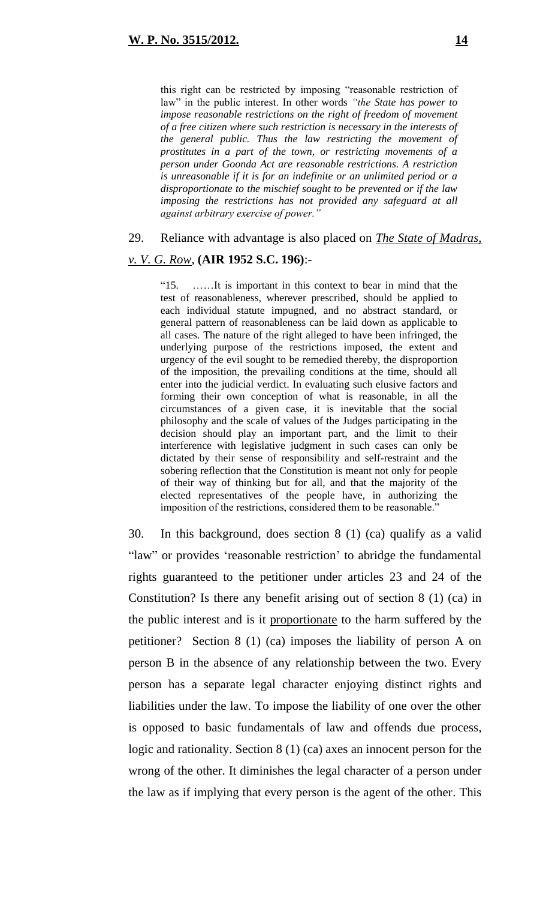> this right can be restricted by imposing "reasonable restriction of law" in the public interest. In other words *"the State has power to impose reasonable restrictions on the right of freedom of movement of a free citizen where such restriction is necessary in the interests of the general public. Thus the law restricting the movement of prostitutes in a part of the town, or restricting movements of a person under Goonda Act are reasonable restrictions. A restriction is unreasonable if it is for an indefinite or an unlimited period or a disproportionate to the mischief sought to be prevented or if the law imposing the restrictions has not provided any safeguard at all against arbitrary exercise of power."*

29. Reliance with advantage is also placed on ***The State of Madras, v. V. G. Row*, (AIR 1952 S.C. 196)**:-

> "15. ……It is important in this context to bear in mind that the test of reasonableness, wherever prescribed, should be applied to each individual statute impugned, and no abstract standard, or general pattern of reasonableness can be laid down as applicable to all cases. The nature of the right alleged to have been infringed, the underlying purpose of the restrictions imposed, the extent and urgency of the evil sought to be remedied thereby, the disproportion of the imposition, the prevailing conditions at the time, should all enter into the judicial verdict. In evaluating such elusive factors and forming their own conception of what is reasonable, in all the circumstances of a given case, it is inevitable that the social philosophy and the scale of values of the Judges participating in the decision should play an important part, and the limit to their interference with legislative judgment in such cases can only be dictated by their sense of responsibility and self-restraint and the sobering reflection that the Constitution is meant not only for people of their way of thinking but for all, and that the majority of the elected representatives of the people have, in authorizing the imposition of the restrictions, considered them to be reasonable."

30. In this background, does section 8 (1) (ca) qualify as a valid "law" or provides 'reasonable restriction' to abridge the fundamental rights guaranteed to the petitioner under articles 23 and 24 of the Constitution? Is there any benefit arising out of section 8 (1) (ca) in the public interest and is it proportionate to the harm suffered by the petitioner? Section 8 (1) (ca) imposes the liability of person A on person B in the absence of any relationship between the two. Every person has a separate legal character enjoying distinct rights and liabilities under the law. To impose the liability of one over the other is opposed to basic fundamentals of law and offends due process, logic and rationality. Section 8 (1) (ca) axes an innocent person for the wrong of the other. It diminishes the legal character of a person under the law as if implying that every person is the agent of the other. This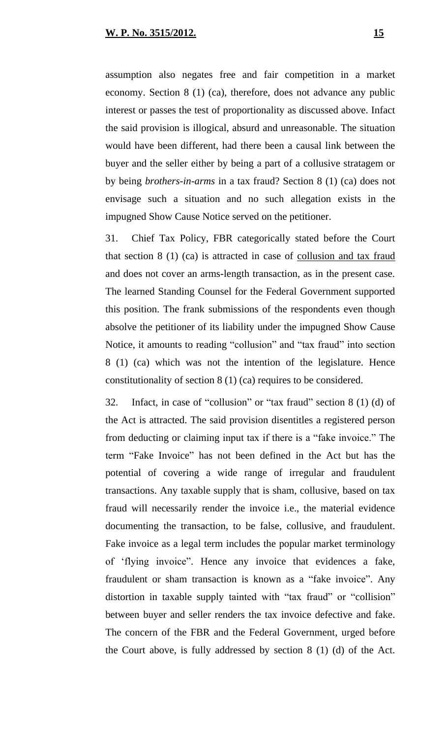assumption also negates free and fair competition in a market economy. Section 8 (1) (ca), therefore, does not advance any public interest or passes the test of proportionality as discussed above. Infact the said provision is illogical, absurd and unreasonable. The situation would have been different, had there been a causal link between the buyer and the seller either by being a part of a collusive stratagem or by being *brothers-in-arms* in a tax fraud? Section 8 (1) (ca) does not envisage such a situation and no such allegation exists in the impugned Show Cause Notice served on the petitioner.

31. Chief Tax Policy, FBR categorically stated before the Court that section 8 (1) (ca) is attracted in case of <u>collusion and tax fraud</u> and does not cover an arms-length transaction, as in the present case. The learned Standing Counsel for the Federal Government supported this position. The frank submissions of the respondents even though absolve the petitioner of its liability under the impugned Show Cause Notice, it amounts to reading "collusion" and "tax fraud" into section 8 (1) (ca) which was not the intention of the legislature. Hence constitutionality of section 8 (1) (ca) requires to be considered.

32. Infact, in case of "collusion" or "tax fraud" section 8 (1) (d) of the Act is attracted. The said provision disentitles a registered person from deducting or claiming input tax if there is a "fake invoice." The term "Fake Invoice" has not been defined in the Act but has the potential of covering a wide range of irregular and fraudulent transactions. Any taxable supply that is sham, collusive, based on tax fraud will necessarily render the invoice i.e., the material evidence documenting the transaction, to be false, collusive, and fraudulent. Fake invoice as a legal term includes the popular market terminology of 'flying invoice". Hence any invoice that evidences a fake, fraudulent or sham transaction is known as a "fake invoice". Any distortion in taxable supply tainted with "tax fraud" or "collision" between buyer and seller renders the tax invoice defective and fake. The concern of the FBR and the Federal Government, urged before the Court above, is fully addressed by section 8 (1) (d) of the Act.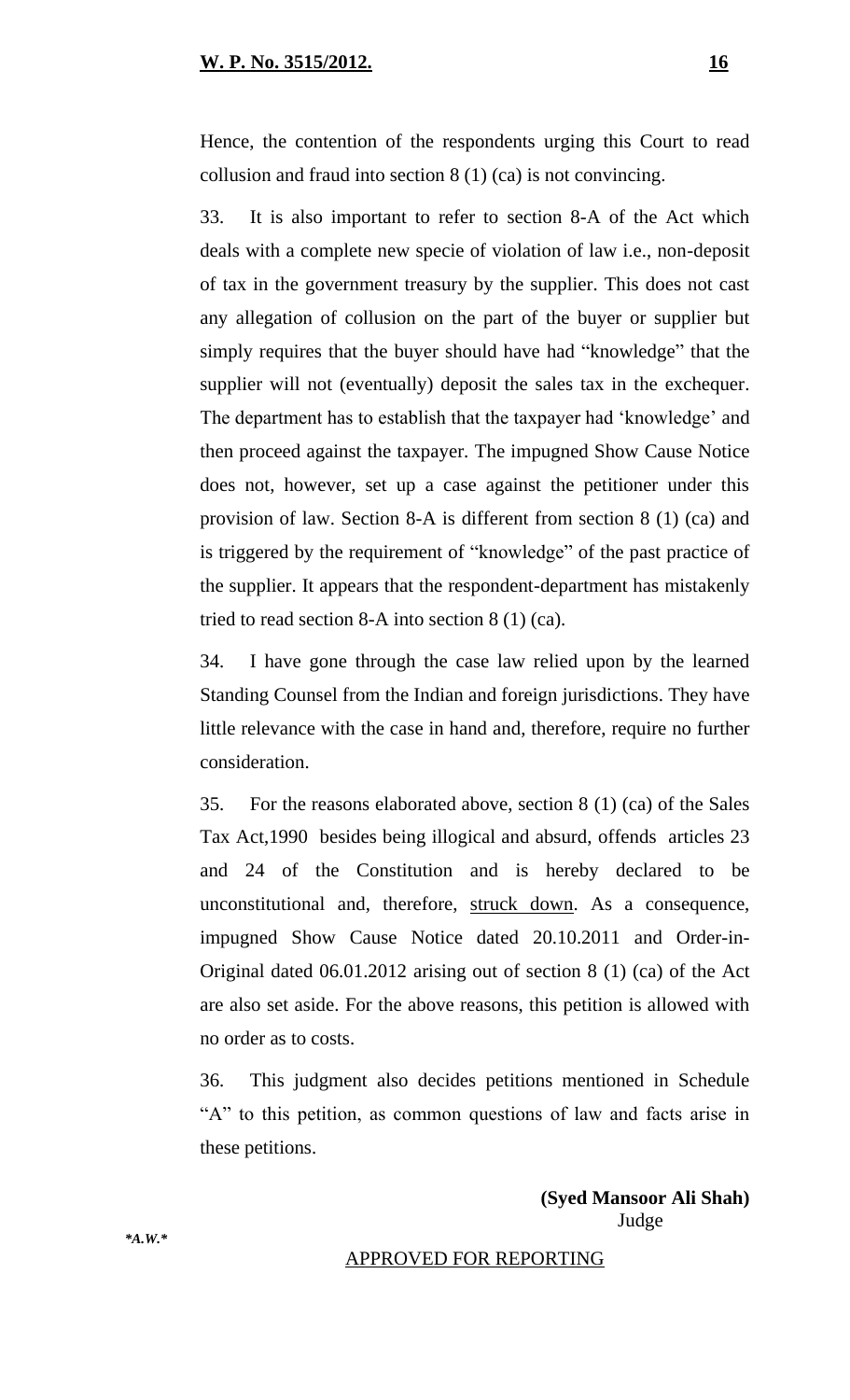Hence, the contention of the respondents urging this Court to read collusion and fraud into section 8 (1) (ca) is not convincing.

33. It is also important to refer to section 8-A of the Act which deals with a complete new specie of violation of law i.e., non-deposit of tax in the government treasury by the supplier. This does not cast any allegation of collusion on the part of the buyer or supplier but simply requires that the buyer should have had "knowledge" that the supplier will not (eventually) deposit the sales tax in the exchequer. The department has to establish that the taxpayer had 'knowledge' and then proceed against the taxpayer. The impugned Show Cause Notice does not, however, set up a case against the petitioner under this provision of law. Section 8-A is different from section 8 (1) (ca) and is triggered by the requirement of "knowledge" of the past practice of the supplier. It appears that the respondent-department has mistakenly tried to read section 8-A into section 8 (1) (ca).

34. I have gone through the case law relied upon by the learned Standing Counsel from the Indian and foreign jurisdictions. They have little relevance with the case in hand and, therefore, require no further consideration.

35. For the reasons elaborated above, section 8 (1) (ca) of the Sales Tax Act,1990 besides being illogical and absurd, offends articles 23 and 24 of the Constitution and is hereby declared to be unconstitutional and, therefore, struck down. As a consequence, impugned Show Cause Notice dated 20.10.2011 and Order-in-Original dated 06.01.2012 arising out of section 8 (1) (ca) of the Act are also set aside. For the above reasons, this petition is allowed with no order as to costs.

36. This judgment also decides petitions mentioned in Schedule "A" to this petition, as common questions of law and facts arise in these petitions.

**(Syed Mansoor Ali Shah)**
Judge

*A.W.*

APPROVED FOR REPORTING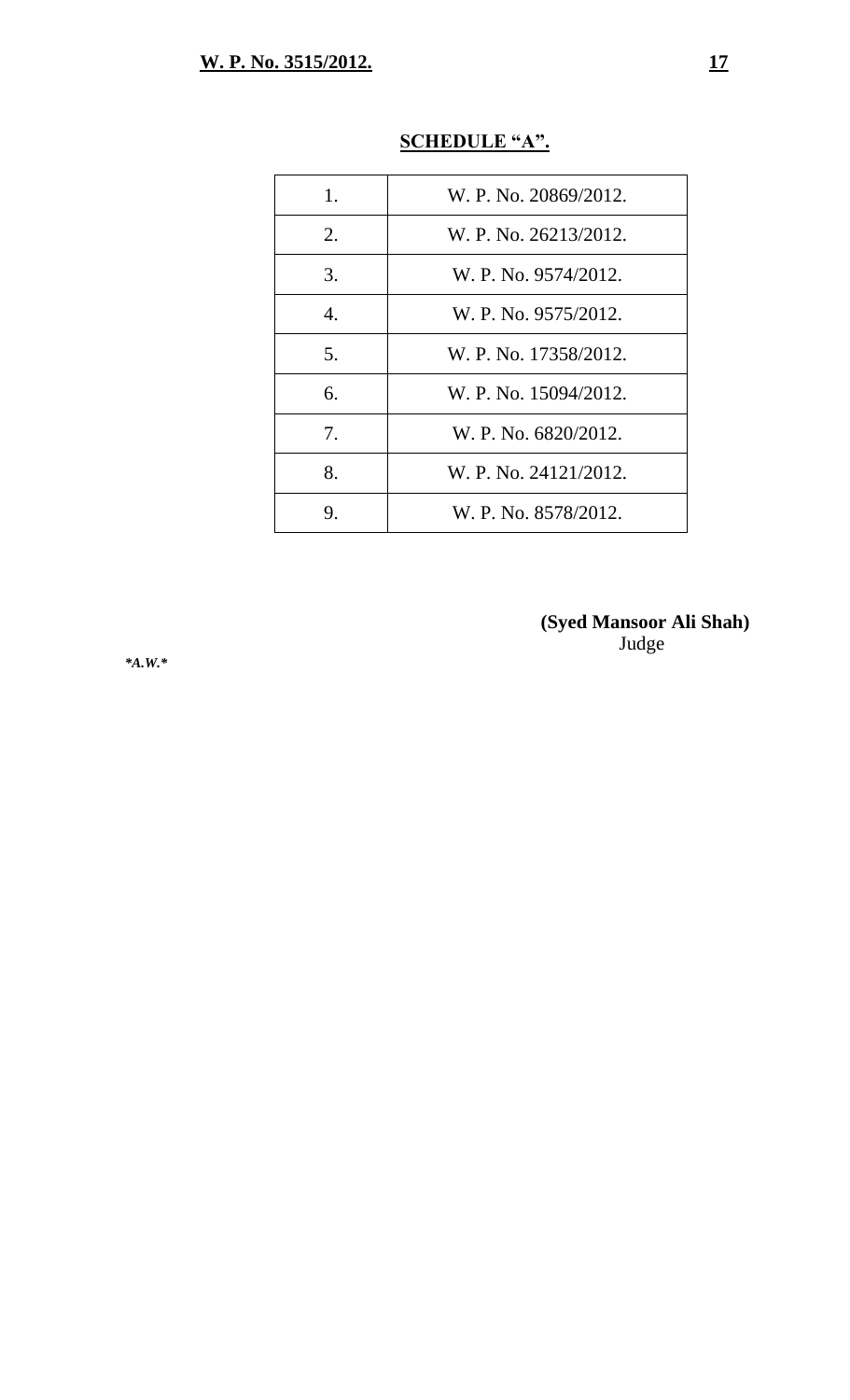**SCHEDULE "A".**

| | |
|---|---|
| 1. | W. P. No. 20869/2012. |
| 2. | W. P. No. 26213/2012. |
| 3. | W. P. No. 9574/2012. |
| 4. | W. P. No. 9575/2012. |
| 5. | W. P. No. 17358/2012. |
| 6. | W. P. No. 15094/2012. |
| 7. | W. P. No. 6820/2012. |
| 8. | W. P. No. 24121/2012. |
| 9. | W. P. No. 8578/2012. |

**(Syed Mansoor Ali Shah)**
Judge

****A.W.****